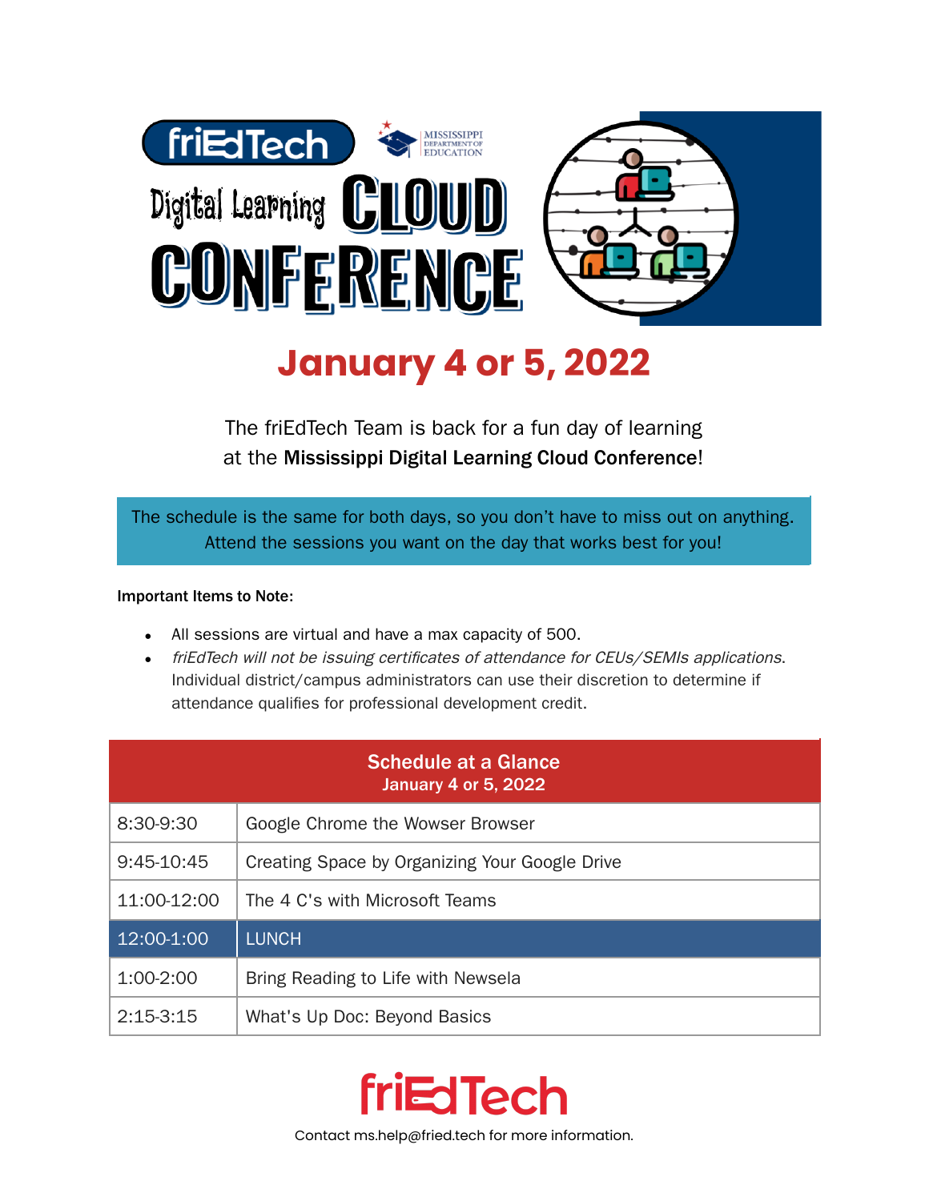# friEdTech Digital Learning CLOUD CONFERENCE

MISSISSIPPI DEPARTMENT OF EDUCATION

## January 4 or 5, 2022

The friEdTech Team is back for a fun day of learning at the **Mississippi Digital Learning Cloud Conference**!

The schedule is the same for both days, so you don't have to miss out on anything. Attend the sessions you want on the day that works best for you!

**Important Items to Note:**

- All sessions are virtual and have a max capacity of 500.
- *friEdTech will not be issuing certificates of attendance for CEUs/SEMIs applications.* Individual district/campus administrators can use their discretion to determine if attendance qualifies for professional development credit.

| Schedule at a Glance<br>January 4 or 5, 2022 | |
|---|---|
| 8:30-9:30 | Google Chrome the Wowser Browser |
| 9:45-10:45 | Creating Space by Organizing Your Google Drive |
| 11:00-12:00 | The 4 C's with Microsoft Teams |
| 12:00-1:00 | LUNCH |
| 1:00-2:00 | Bring Reading to Life with Newsela |
| 2:15-3:15 | What's Up Doc: Beyond Basics |

friEdTech

Contact ms.help@fried.tech for more information.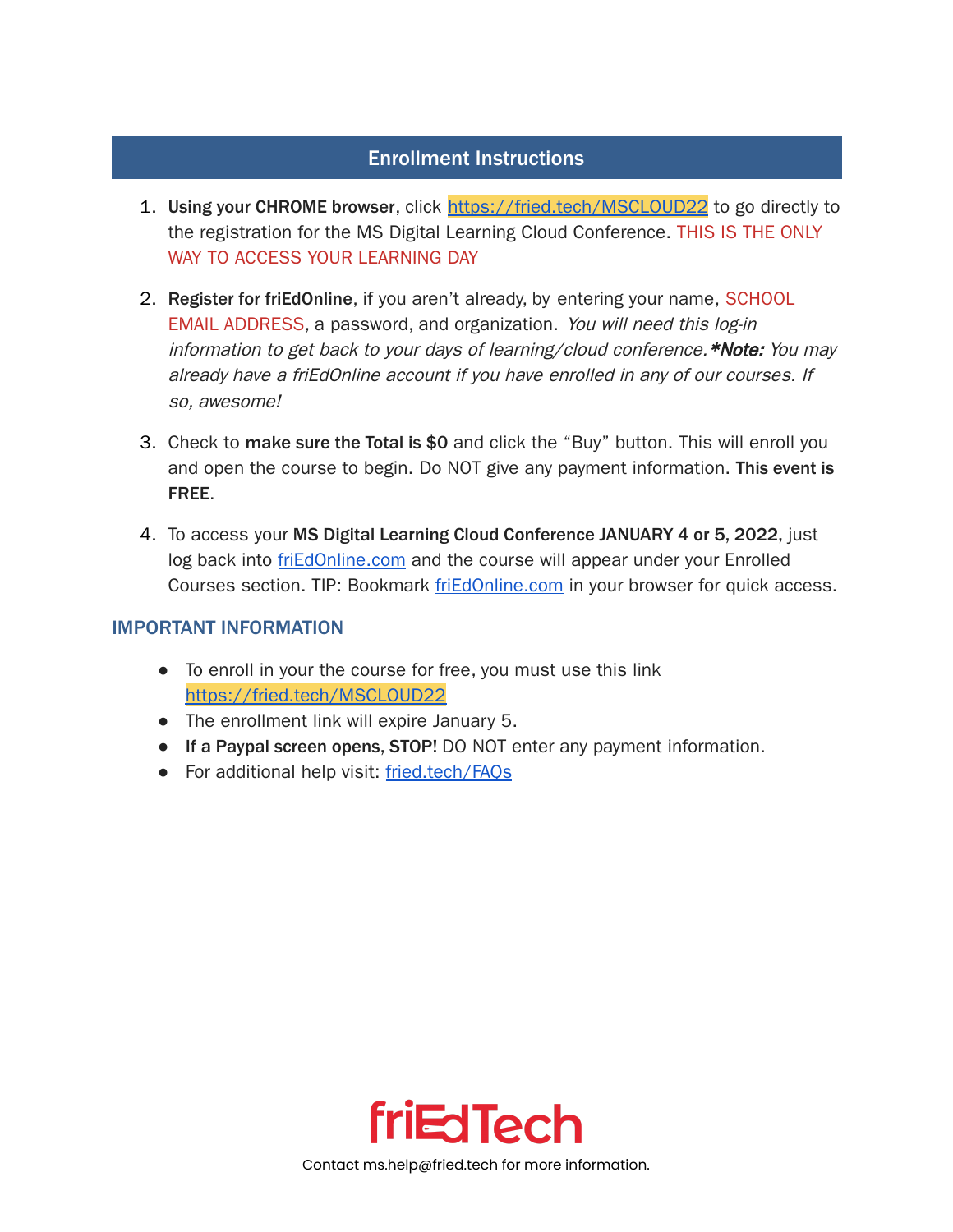## Enrollment Instructions

1. **Using your CHROME browser**, click https://fried.tech/MSCLOUD22 to go directly to the registration for the MS Digital Learning Cloud Conference. THIS IS THE ONLY WAY TO ACCESS YOUR LEARNING DAY

2. **Register for friEdOnline**, if you aren't already, by entering your name, SCHOOL EMAIL ADDRESS, a password, and organization. *You will need this log-in information to get back to your days of learning/cloud conference.* ***\*Note:*** *You may already have a friEdOnline account if you have enrolled in any of our courses. If so, awesome!*

3. Check to **make sure the Total is $0** and click the "Buy" button. This will enroll you and open the course to begin. Do NOT give any payment information. **This event is FREE**.

4. To access your **MS Digital Learning Cloud Conference JANUARY 4 or 5, 2022**, just log back into friEdOnline.com and the course will appear under your Enrolled Courses section. TIP: Bookmark friEdOnline.com in your browser for quick access.

### IMPORTANT INFORMATION

- To enroll in your the course for free, you must use this link https://fried.tech/MSCLOUD22
- The enrollment link will expire January 5.
- **If a Paypal screen opens, STOP!** DO NOT enter any payment information.
- For additional help visit: fried.tech/FAQs

friEdTech

Contact ms.help@fried.tech for more information.